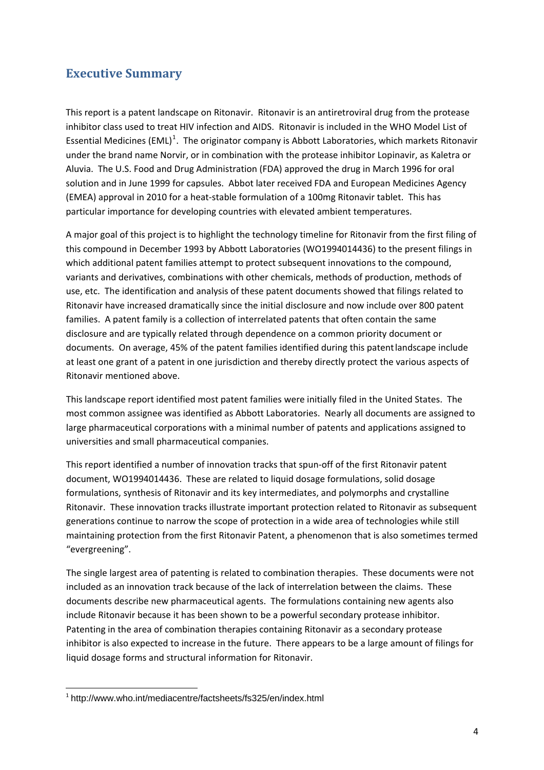## Executive Summary

This report is a patent landscape on Ritonavir. Ritonavir is an antiretroviral drug from the protease inhibitor class used to treat HIV infection and AIDS. Ritonavir is included in the WHO Model List of Essential Medicines (EML)[1]. The originator company is Abbott Laboratories, which markets Ritonavir under the brand name Norvir, or in combination with the protease inhibitor Lopinavir, as Kaletra or Aluvia. The U.S. Food and Drug Administration (FDA) approved the drug in March 1996 for oral solution and in June 1999 for capsules. Abbot later received FDA and European Medicines Agency (EMEA) approval in 2010 for a heat-stable formulation of a 100mg Ritonavir tablet. This has particular importance for developing countries with elevated ambient temperatures.

A major goal of this project is to highlight the technology timeline for Ritonavir from the first filing of this compound in December 1993 by Abbott Laboratories (WO1994014436) to the present filings in which additional patent families attempt to protect subsequent innovations to the compound, variants and derivatives, combinations with other chemicals, methods of production, methods of use, etc. The identification and analysis of these patent documents showed that filings related to Ritonavir have increased dramatically since the initial disclosure and now include over 800 patent families. A patent family is a collection of interrelated patents that often contain the same disclosure and are typically related through dependence on a common priority document or documents. On average, 45% of the patent families identified during this patent landscape include at least one grant of a patent in one jurisdiction and thereby directly protect the various aspects of Ritonavir mentioned above.

This landscape report identified most patent families were initially filed in the United States. The most common assignee was identified as Abbott Laboratories. Nearly all documents are assigned to large pharmaceutical corporations with a minimal number of patents and applications assigned to universities and small pharmaceutical companies.

This report identified a number of innovation tracks that spun-off of the first Ritonavir patent document, WO1994014436. These are related to liquid dosage formulations, solid dosage formulations, synthesis of Ritonavir and its key intermediates, and polymorphs and crystalline Ritonavir. These innovation tracks illustrate important protection related to Ritonavir as subsequent generations continue to narrow the scope of protection in a wide area of technologies while still maintaining protection from the first Ritonavir Patent, a phenomenon that is also sometimes termed "evergreening".

The single largest area of patenting is related to combination therapies. These documents were not included as an innovation track because of the lack of interrelation between the claims. These documents describe new pharmaceutical agents. The formulations containing new agents also include Ritonavir because it has been shown to be a powerful secondary protease inhibitor. Patenting in the area of combination therapies containing Ritonavir as a secondary protease inhibitor is also expected to increase in the future. There appears to be a large amount of filings for liquid dosage forms and structural information for Ritonavir.

---

[1] http://www.who.int/mediacentre/factsheets/fs325/en/index.html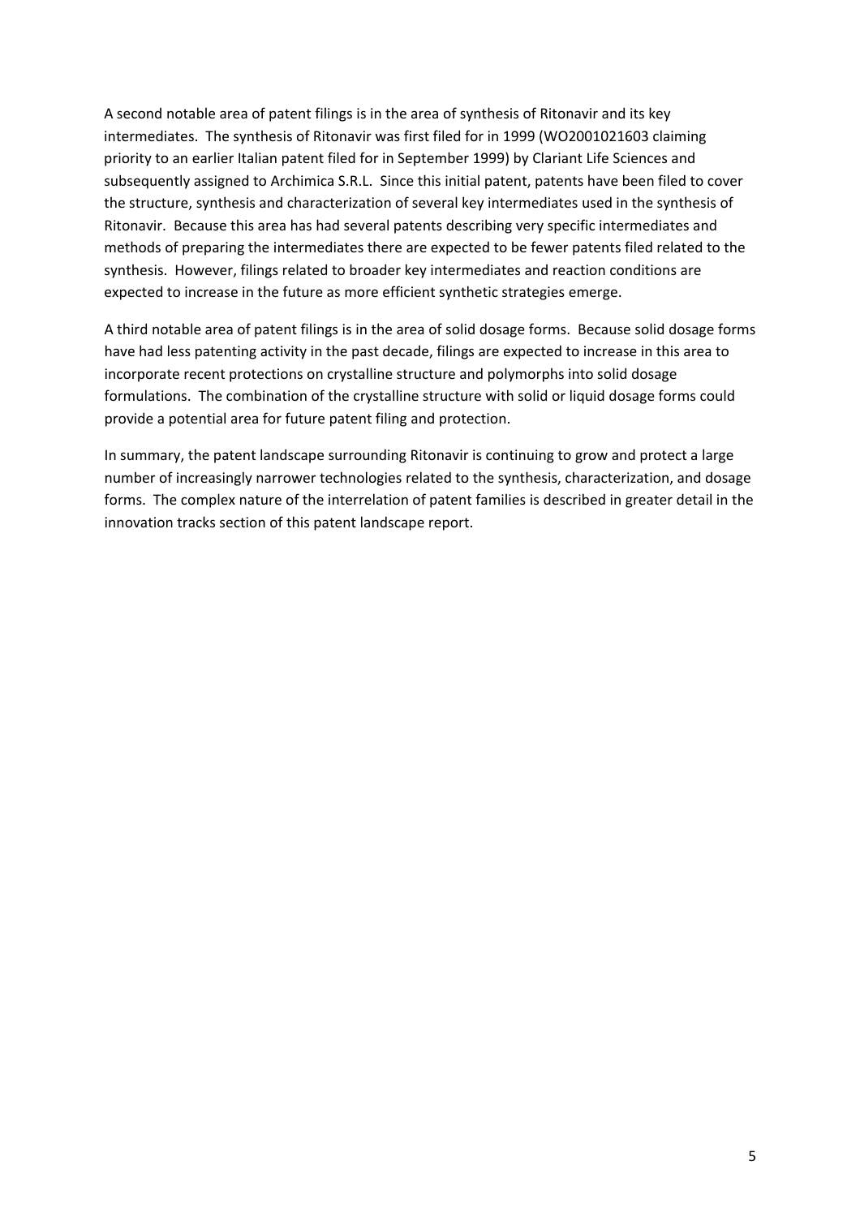A second notable area of patent filings is in the area of synthesis of Ritonavir and its key intermediates. The synthesis of Ritonavir was first filed for in 1999 (WO2001021603 claiming priority to an earlier Italian patent filed for in September 1999) by Clariant Life Sciences and subsequently assigned to Archimica S.R.L. Since this initial patent, patents have been filed to cover the structure, synthesis and characterization of several key intermediates used in the synthesis of Ritonavir. Because this area has had several patents describing very specific intermediates and methods of preparing the intermediates there are expected to be fewer patents filed related to the synthesis. However, filings related to broader key intermediates and reaction conditions are expected to increase in the future as more efficient synthetic strategies emerge.

A third notable area of patent filings is in the area of solid dosage forms. Because solid dosage forms have had less patenting activity in the past decade, filings are expected to increase in this area to incorporate recent protections on crystalline structure and polymorphs into solid dosage formulations. The combination of the crystalline structure with solid or liquid dosage forms could provide a potential area for future patent filing and protection.

In summary, the patent landscape surrounding Ritonavir is continuing to grow and protect a large number of increasingly narrower technologies related to the synthesis, characterization, and dosage forms. The complex nature of the interrelation of patent families is described in greater detail in the innovation tracks section of this patent landscape report.